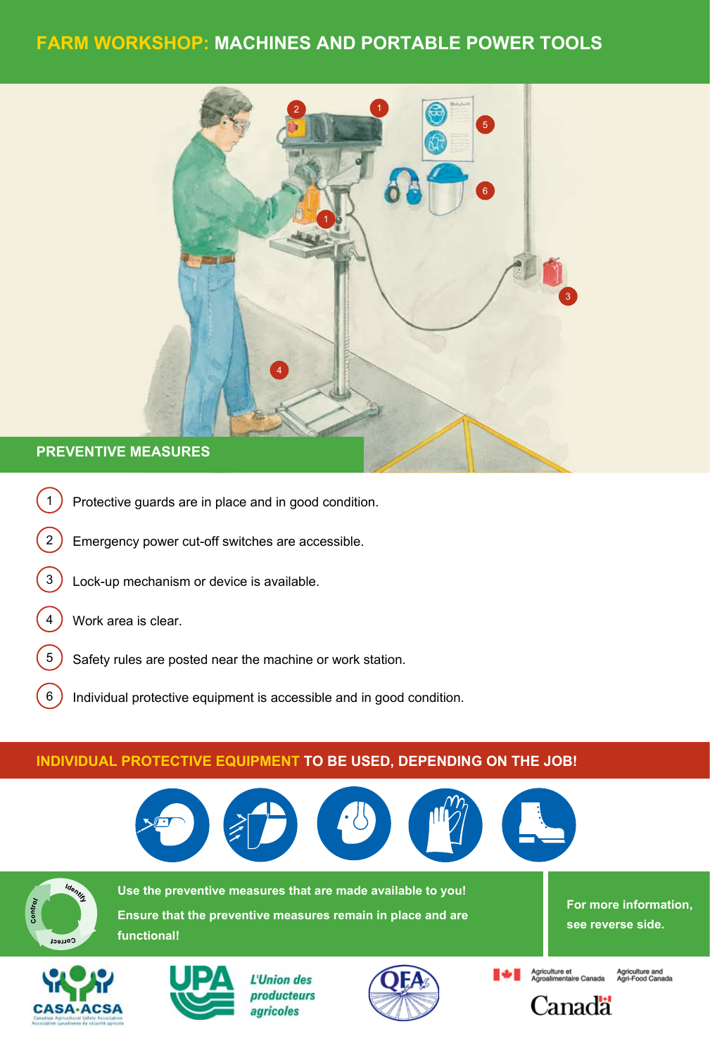# FARM WORKSHOP: MACHINES AND PORTABLE POWER TOOLS

## PREVENTIVE MEASURES

1. Protective guards are in place and in good condition.
2. Emergency power cut-off switches are accessible.
3. Lock-up mechanism or device is available.
4. Work area is clear.
5. Safety rules are posted near the machine or work station.
6. Individual protective equipment is accessible and in good condition.

## INDIVIDUAL PROTECTIVE EQUIPMENT TO BE USED, DEPENDING ON THE JOB!

**Use the preventive measures that are made available to you!**

**Ensure that the preventive measures remain in place and are functional!**

**For more information, see reverse side.**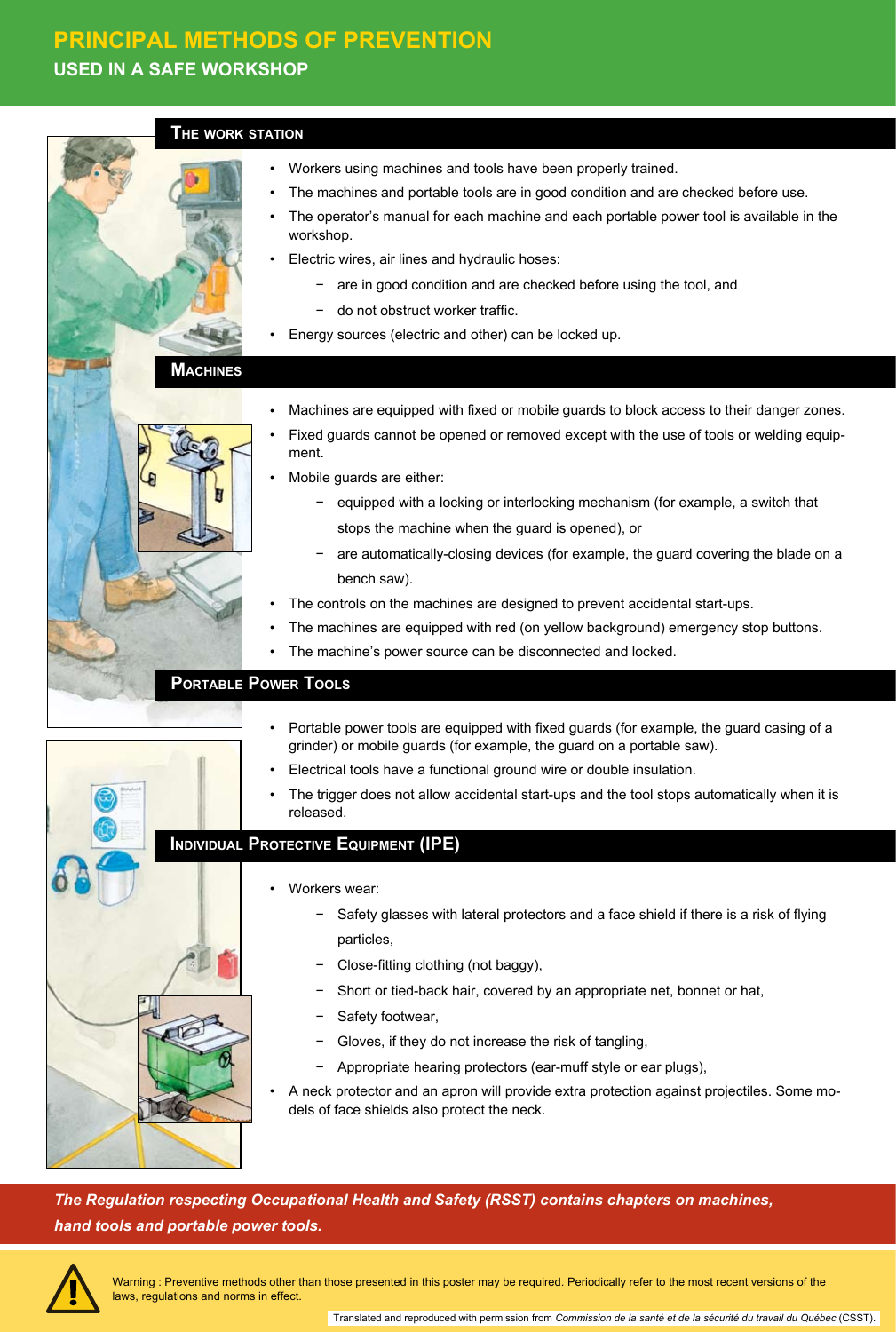# PRINCIPAL METHODS OF PREVENTION

## USED IN A SAFE WORKSHOP

### The work station

- Workers using machines and tools have been properly trained.
- The machines and portable tools are in good condition and are checked before use.
- The operator's manual for each machine and each portable power tool is available in the workshop.
- Electric wires, air lines and hydraulic hoses:
  - are in good condition and are checked before using the tool, and
  - do not obstruct worker traffic.
- Energy sources (electric and other) can be locked up.

### Machines

- Machines are equipped with fixed or mobile guards to block access to their danger zones.
- Fixed guards cannot be opened or removed except with the use of tools or welding equipment.
- Mobile guards are either:
  - equipped with a locking or interlocking mechanism (for example, a switch that stops the machine when the guard is opened), or
  - are automatically-closing devices (for example, the guard covering the blade on a bench saw).
- The controls on the machines are designed to prevent accidental start-ups.
- The machines are equipped with red (on yellow background) emergency stop buttons.
- The machine's power source can be disconnected and locked.

### Portable Power Tools

- Portable power tools are equipped with fixed guards (for example, the guard casing of a grinder) or mobile guards (for example, the guard on a portable saw).
- Electrical tools have a functional ground wire or double insulation.
- The trigger does not allow accidental start-ups and the tool stops automatically when it is released.

### Individual Protective Equipment (IPE)

- Workers wear:
  - Safety glasses with lateral protectors and a face shield if there is a risk of flying particles,
  - Close-fitting clothing (not baggy),
  - Short or tied-back hair, covered by an appropriate net, bonnet or hat,
  - Safety footwear,
  - Gloves, if they do not increase the risk of tangling,
  - Appropriate hearing protectors (ear-muff style or ear plugs),
- A neck protector and an apron will provide extra protection against projectiles. Some models of face shields also protect the neck.

***The Regulation respecting Occupational Health and Safety (RSST) contains chapters on machines, hand tools and portable power tools.***

Warning : Preventive methods other than those presented in this poster may be required. Periodically refer to the most recent versions of the laws, regulations and norms in effect.

Translated and reproduced with permission from *Commission de la santé et de la sécurité du travail du Québec* (CSST).